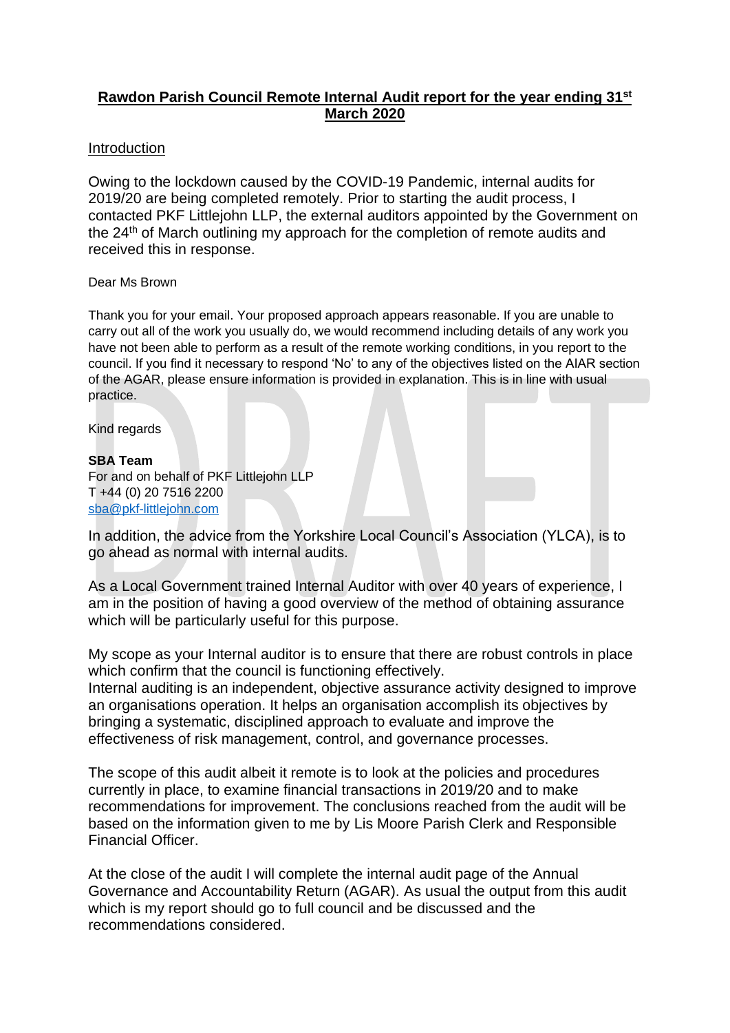# Rawdon Parish Council Remote Internal Audit report for the year ending 31st March 2020

## Introduction

Owing to the lockdown caused by the COVID-19 Pandemic, internal audits for 2019/20 are being completed remotely. Prior to starting the audit process, I contacted PKF Littlejohn LLP, the external auditors appointed by the Government on the 24th of March outlining my approach for the completion of remote audits and received this in response.

Dear Ms Brown

Thank you for your email. Your proposed approach appears reasonable. If you are unable to carry out all of the work you usually do, we would recommend including details of any work you have not been able to perform as a result of the remote working conditions, in you report to the council. If you find it necessary to respond 'No' to any of the objectives listed on the AIAR section of the AGAR, please ensure information is provided in explanation. This is in line with usual practice.

Kind regards

**SBA Team**
For and on behalf of PKF Littlejohn LLP
T +44 (0) 20 7516 2200
sba@pkf-littlejohn.com

In addition, the advice from the Yorkshire Local Council's Association (YLCA), is to go ahead as normal with internal audits.

As a Local Government trained Internal Auditor with over 40 years of experience, I am in the position of having a good overview of the method of obtaining assurance which will be particularly useful for this purpose.

My scope as your Internal auditor is to ensure that there are robust controls in place which confirm that the council is functioning effectively.
Internal auditing is an independent, objective assurance activity designed to improve an organisations operation. It helps an organisation accomplish its objectives by bringing a systematic, disciplined approach to evaluate and improve the effectiveness of risk management, control, and governance processes.

The scope of this audit albeit it remote is to look at the policies and procedures currently in place, to examine financial transactions in 2019/20 and to make recommendations for improvement. The conclusions reached from the audit will be based on the information given to me by Lis Moore Parish Clerk and Responsible Financial Officer.

At the close of the audit I will complete the internal audit page of the Annual Governance and Accountability Return (AGAR). As usual the output from this audit which is my report should go to full council and be discussed and the recommendations considered.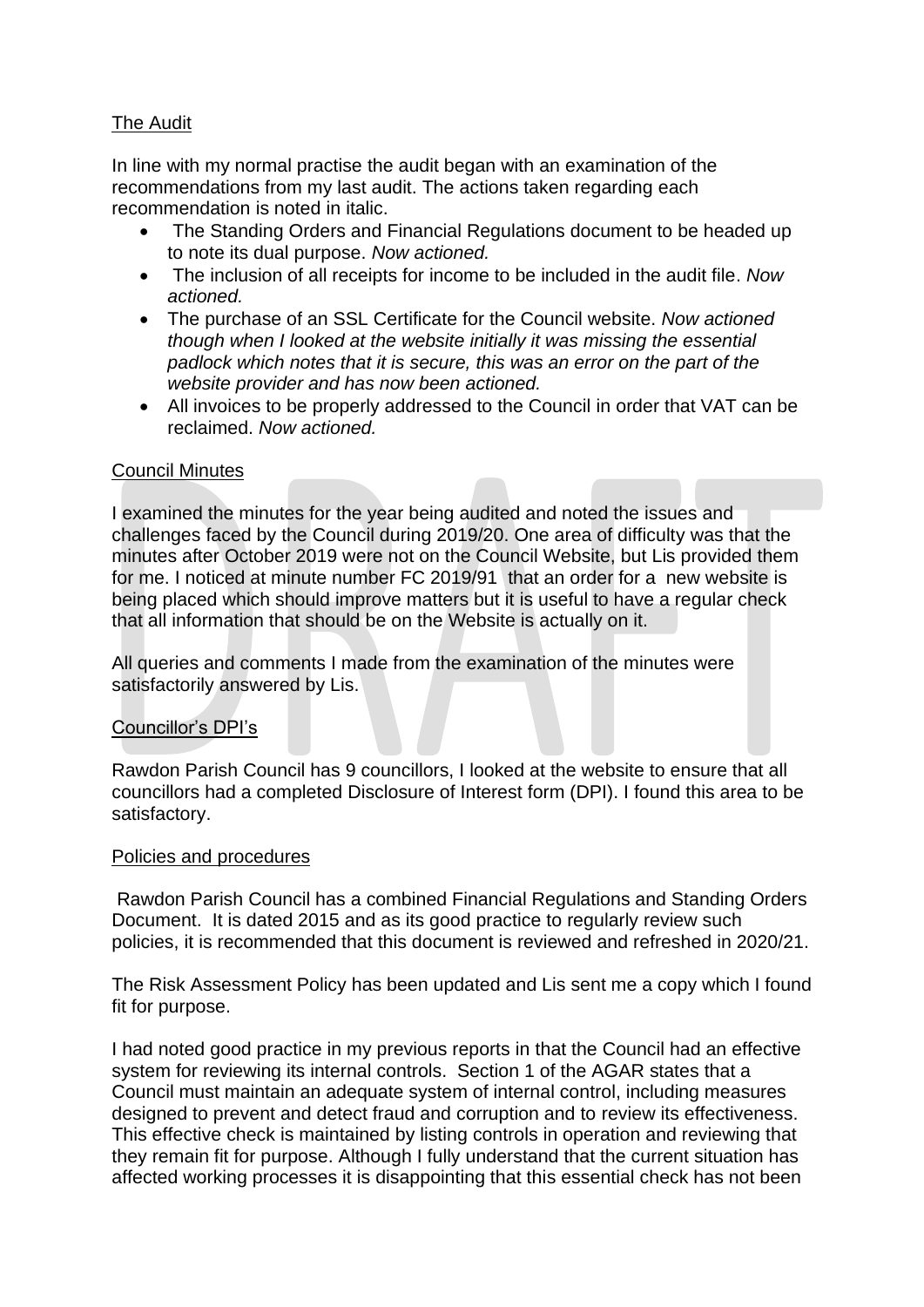<u>The Audit</u>

In line with my normal practise the audit began with an examination of the recommendations from my last audit. The actions taken regarding each recommendation is noted in italic.

- The Standing Orders and Financial Regulations document to be headed up to note its dual purpose. *Now actioned.*
- The inclusion of all receipts for income to be included in the audit file. *Now actioned.*
- The purchase of an SSL Certificate for the Council website. *Now actioned though when I looked at the website initially it was missing the essential padlock which notes that it is secure, this was an error on the part of the website provider and has now been actioned.*
- All invoices to be properly addressed to the Council in order that VAT can be reclaimed. *Now actioned.*

<u>Council Minutes</u>

I examined the minutes for the year being audited and noted the issues and challenges faced by the Council during 2019/20. One area of difficulty was that the minutes after October 2019 were not on the Council Website, but Lis provided them for me. I noticed at minute number FC 2019/91 that an order for a new website is being placed which should improve matters but it is useful to have a regular check that all information that should be on the Website is actually on it.

All queries and comments I made from the examination of the minutes were satisfactorily answered by Lis.

<u>Councillor's DPI's</u>

Rawdon Parish Council has 9 councillors, I looked at the website to ensure that all councillors had a completed Disclosure of Interest form (DPI). I found this area to be satisfactory.

<u>Policies and procedures</u>

Rawdon Parish Council has a combined Financial Regulations and Standing Orders Document. It is dated 2015 and as its good practice to regularly review such policies, it is recommended that this document is reviewed and refreshed in 2020/21.

The Risk Assessment Policy has been updated and Lis sent me a copy which I found fit for purpose.

I had noted good practice in my previous reports in that the Council had an effective system for reviewing its internal controls. Section 1 of the AGAR states that a Council must maintain an adequate system of internal control, including measures designed to prevent and detect fraud and corruption and to review its effectiveness. This effective check is maintained by listing controls in operation and reviewing that they remain fit for purpose. Although I fully understand that the current situation has affected working processes it is disappointing that this essential check has not been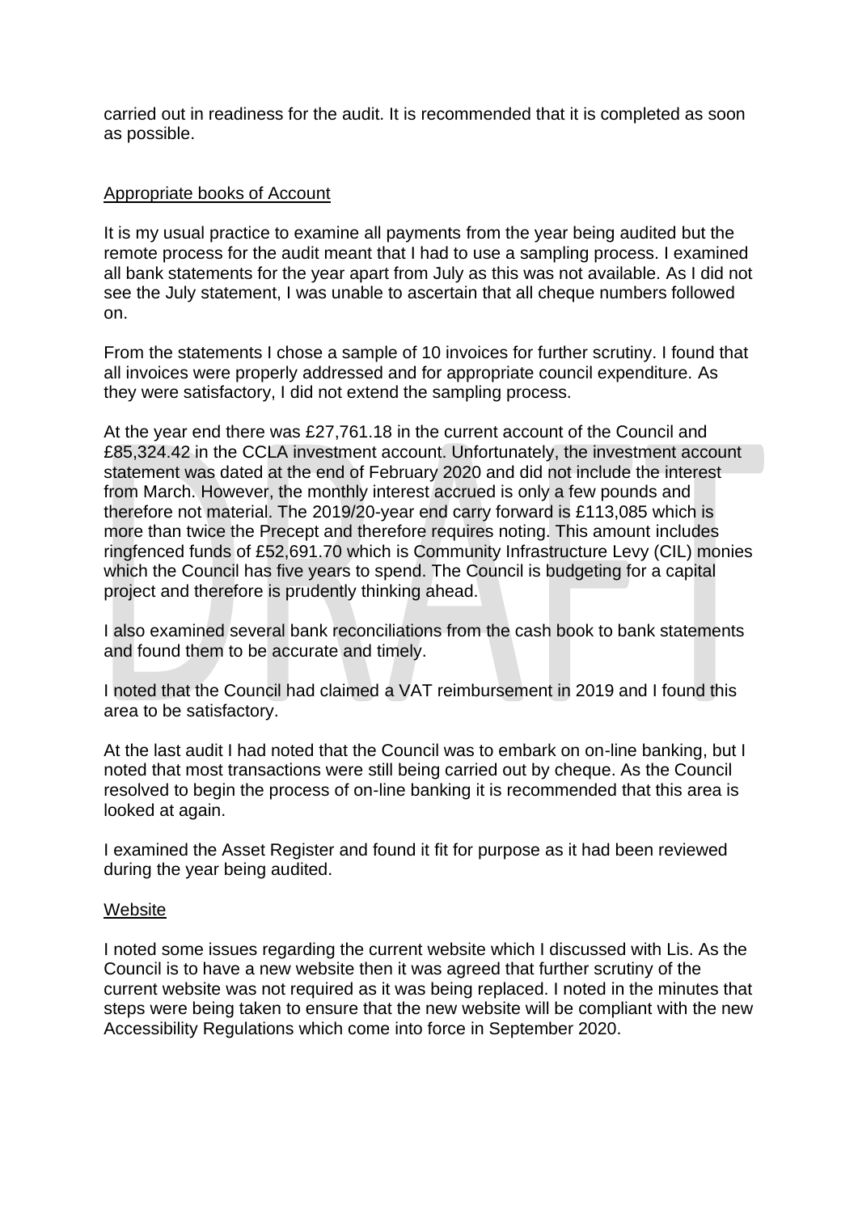carried out in readiness for the audit. It is recommended that it is completed as soon as possible.

## Appropriate books of Account

It is my usual practice to examine all payments from the year being audited but the remote process for the audit meant that I had to use a sampling process. I examined all bank statements for the year apart from July as this was not available. As I did not see the July statement, I was unable to ascertain that all cheque numbers followed on.

From the statements I chose a sample of 10 invoices for further scrutiny. I found that all invoices were properly addressed and for appropriate council expenditure. As they were satisfactory, I did not extend the sampling process.

At the year end there was £27,761.18 in the current account of the Council and £85,324.42 in the CCLA investment account. Unfortunately, the investment account statement was dated at the end of February 2020 and did not include the interest from March. However, the monthly interest accrued is only a few pounds and therefore not material. The 2019/20-year end carry forward is £113,085 which is more than twice the Precept and therefore requires noting. This amount includes ringfenced funds of £52,691.70 which is Community Infrastructure Levy (CIL) monies which the Council has five years to spend. The Council is budgeting for a capital project and therefore is prudently thinking ahead.

I also examined several bank reconciliations from the cash book to bank statements and found them to be accurate and timely.

I noted that the Council had claimed a VAT reimbursement in 2019 and I found this area to be satisfactory.

At the last audit I had noted that the Council was to embark on on-line banking, but I noted that most transactions were still being carried out by cheque. As the Council resolved to begin the process of on-line banking it is recommended that this area is looked at again.

I examined the Asset Register and found it fit for purpose as it had been reviewed during the year being audited.

## Website

I noted some issues regarding the current website which I discussed with Lis. As the Council is to have a new website then it was agreed that further scrutiny of the current website was not required as it was being replaced. I noted in the minutes that steps were being taken to ensure that the new website will be compliant with the new Accessibility Regulations which come into force in September 2020.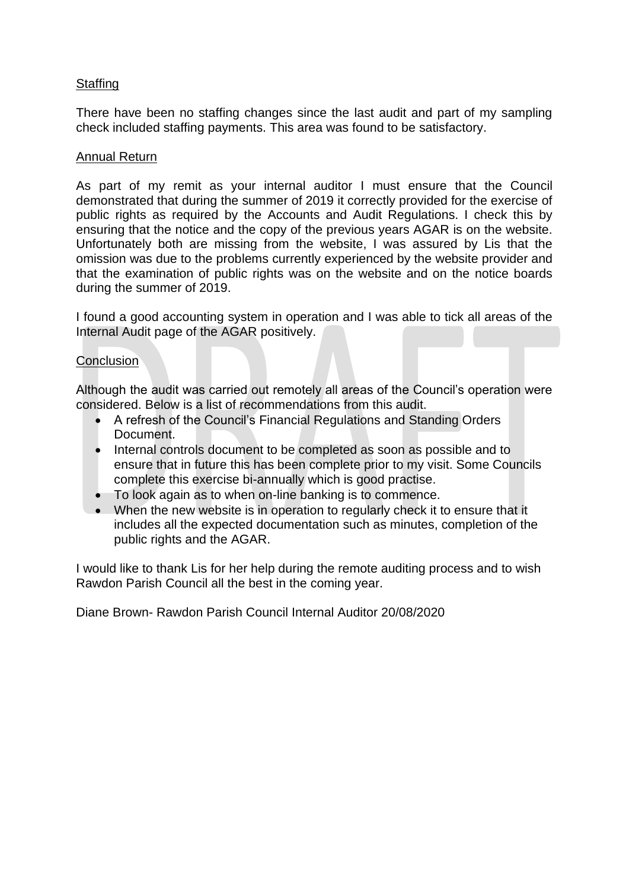<u>Staffing</u>

There have been no staffing changes since the last audit and part of my sampling check included staffing payments. This area was found to be satisfactory.

<u>Annual Return</u>

As part of my remit as your internal auditor I must ensure that the Council demonstrated that during the summer of 2019 it correctly provided for the exercise of public rights as required by the Accounts and Audit Regulations. I check this by ensuring that the notice and the copy of the previous years AGAR is on the website. Unfortunately both are missing from the website, I was assured by Lis that the omission was due to the problems currently experienced by the website provider and that the examination of public rights was on the website and on the notice boards during the summer of 2019.

I found a good accounting system in operation and I was able to tick all areas of the Internal Audit page of the AGAR positively.

<u>Conclusion</u>

Although the audit was carried out remotely all areas of the Council's operation were considered. Below is a list of recommendations from this audit.

- A refresh of the Council's Financial Regulations and Standing Orders Document.
- Internal controls document to be completed as soon as possible and to ensure that in future this has been complete prior to my visit. Some Councils complete this exercise bi-annually which is good practise.
- To look again as to when on-line banking is to commence.
- When the new website is in operation to regularly check it to ensure that it includes all the expected documentation such as minutes, completion of the public rights and the AGAR.

I would like to thank Lis for her help during the remote auditing process and to wish Rawdon Parish Council all the best in the coming year.

Diane Brown- Rawdon Parish Council Internal Auditor 20/08/2020